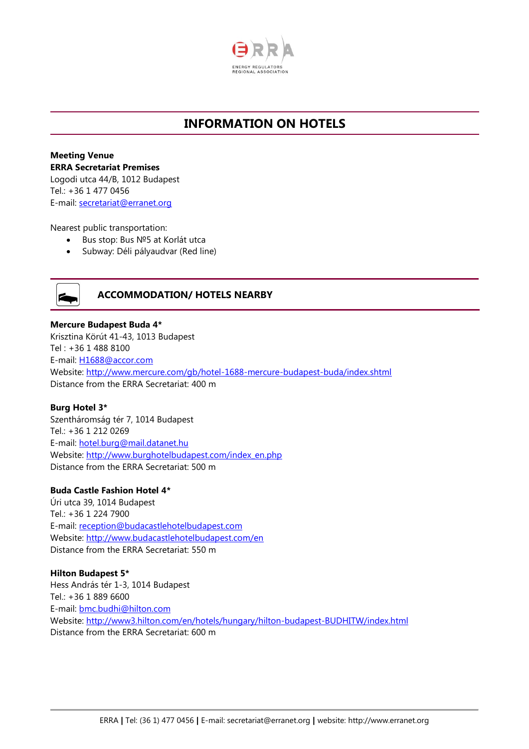# INFORMATION ON HOTELS

**Meeting Venue**
**ERRA Secretariat Premises**
Logodi utca 44/B, 1012 Budapest
Tel.: +36 1 477 0456
E-mail: secretariat@erranet.org

Nearest public transportation:

- Bus stop: Bus №5 at Korlát utca
- Subway: Déli pályaudvar (Red line)

## ACCOMMODATION/ HOTELS NEARBY

**Mercure Budapest Buda 4***
Krisztina Körút 41-43, 1013 Budapest
Tel : +36 1 488 8100
E-mail: H1688@accor.com
Website: http://www.mercure.com/gb/hotel-1688-mercure-budapest-buda/index.shtml
Distance from the ERRA Secretariat: 400 m

**Burg Hotel 3***
Szentháromság tér 7, 1014 Budapest
Tel.: +36 1 212 0269
E-mail: hotel.burg@mail.datanet.hu
Website: http://www.burghotelbudapest.com/index_en.php
Distance from the ERRA Secretariat: 500 m

**Buda Castle Fashion Hotel 4***
Úri utca 39, 1014 Budapest
Tel.: +36 1 224 7900
E-mail: reception@budacastlehotelbudapest.com
Website: http://www.budacastlehotelbudapest.com/en
Distance from the ERRA Secretariat: 550 m

**Hilton Budapest 5***
Hess András tér 1-3, 1014 Budapest
Tel.: +36 1 889 6600
E-mail: bmc.budhi@hilton.com
Website: http://www3.hilton.com/en/hotels/hungary/hilton-budapest-BUDHITW/index.html
Distance from the ERRA Secretariat: 600 m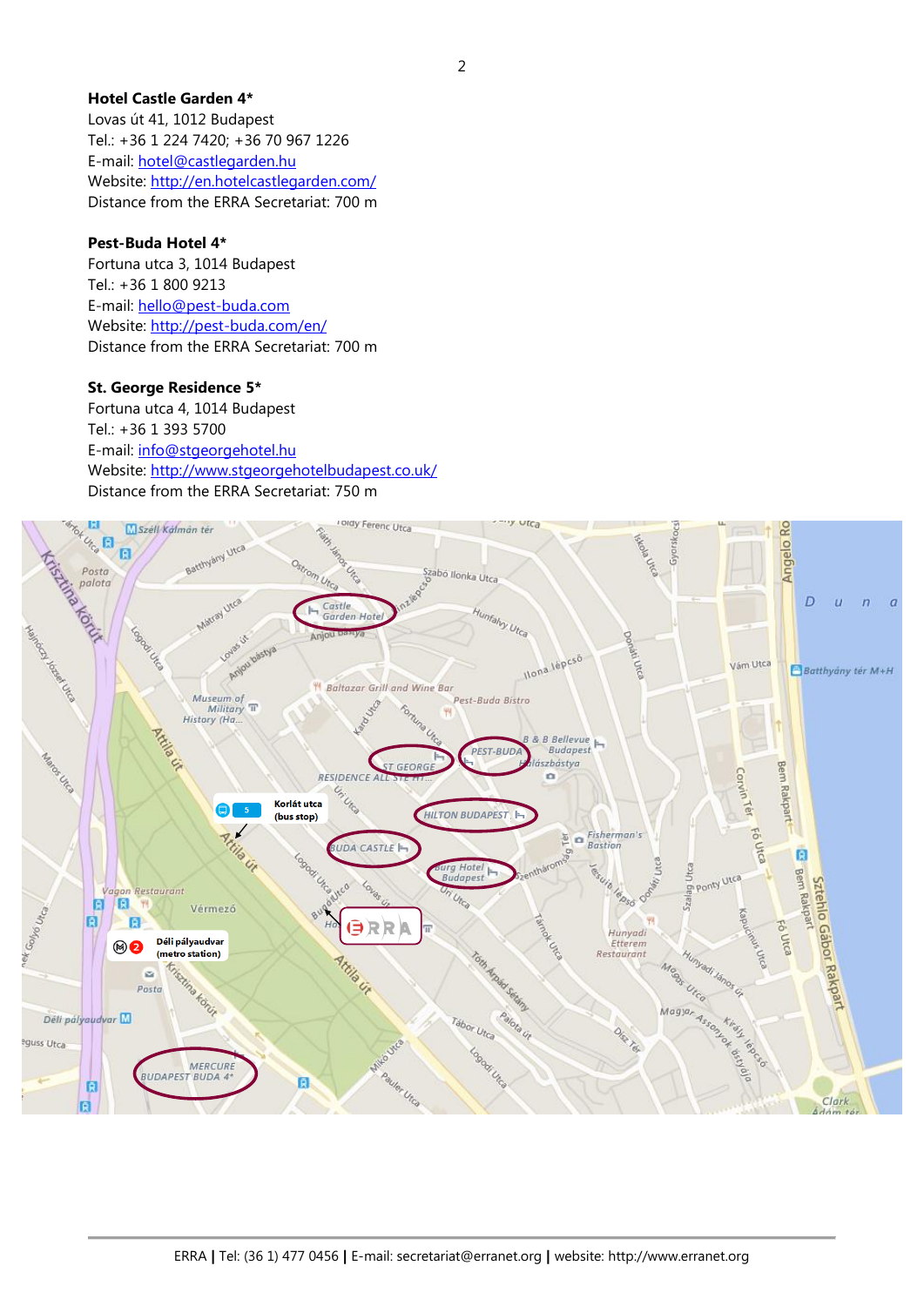**Hotel Castle Garden 4***
Lovas út 41, 1012 Budapest
Tel.: +36 1 224 7420; +36 70 967 1226
E-mail: hotel@castlegarden.hu
Website: http://en.hotelcastlegarden.com/
Distance from the ERRA Secretariat: 700 m

**Pest-Buda Hotel 4***
Fortuna utca 3, 1014 Budapest
Tel.: +36 1 800 9213
E-mail: hello@pest-buda.com
Website: http://pest-buda.com/en/
Distance from the ERRA Secretariat: 700 m

**St. George Residence 5***
Fortuna utca 4, 1014 Budapest
Tel.: +36 1 393 5700
E-mail: info@stgeorgehotel.hu
Website: http://www.stgeorgehotelbudapest.co.uk/
Distance from the ERRA Secretariat: 750 m

Castle Garden Hotel
PEST-BUDA
ST GEORGE RESIDENCE ALL SUITE
HILTON BUDAPEST
BUDA CASTLE
Burg Hotel Budapest
MERCURE BUDAPEST BUDA 4*
ERRA
Korlát utca (bus stop)
Déli pályaudvar (metro station)